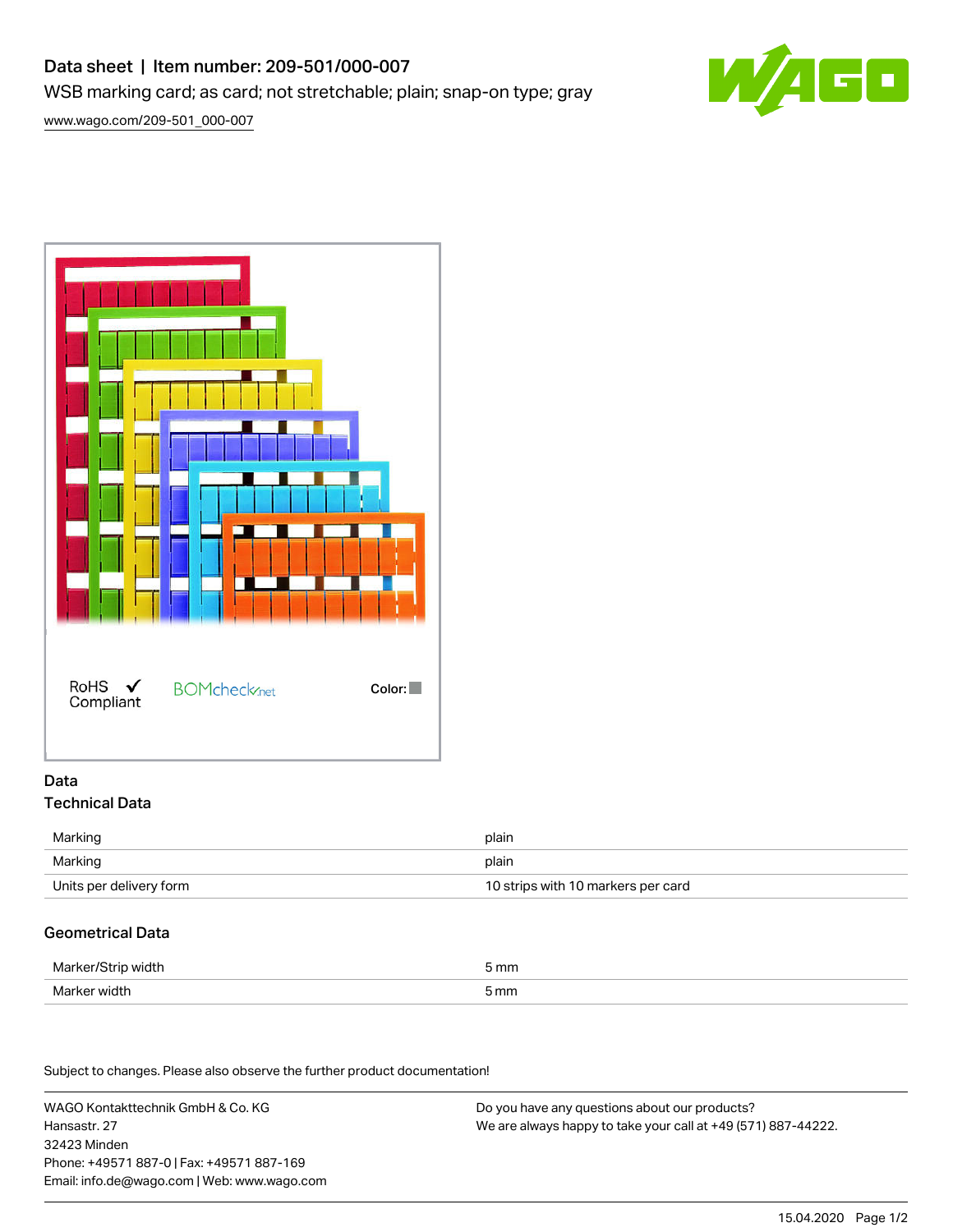# Data sheet | Item number: 209-501/000-007

WSB marking card; as card; not stretchable; plain; snap-on type; gray

www.wago.com/209-501_000-007

RoHS Compliant

BOMcheck.net

Color:

## Data

### Technical Data

| | |
|---|---|
| Marking | plain |
| Marking | plain |
| Units per delivery form | 10 strips with 10 markers per card |

### Geometrical Data

| | |
|---|---|
| Marker/Strip width | 5 mm |
| Marker width | 5 mm |

Subject to changes. Please also observe the further product documentation!

WAGO Kontakttechnik GmbH & Co. KG
Hansastr. 27
32423 Minden
Phone: +49571 887-0 | Fax: +49571 887-169
Email: info.de@wago.com | Web: www.wago.com

Do you have any questions about our products?
We are always happy to take your call at +49 (571) 887-44222.

15.04.2020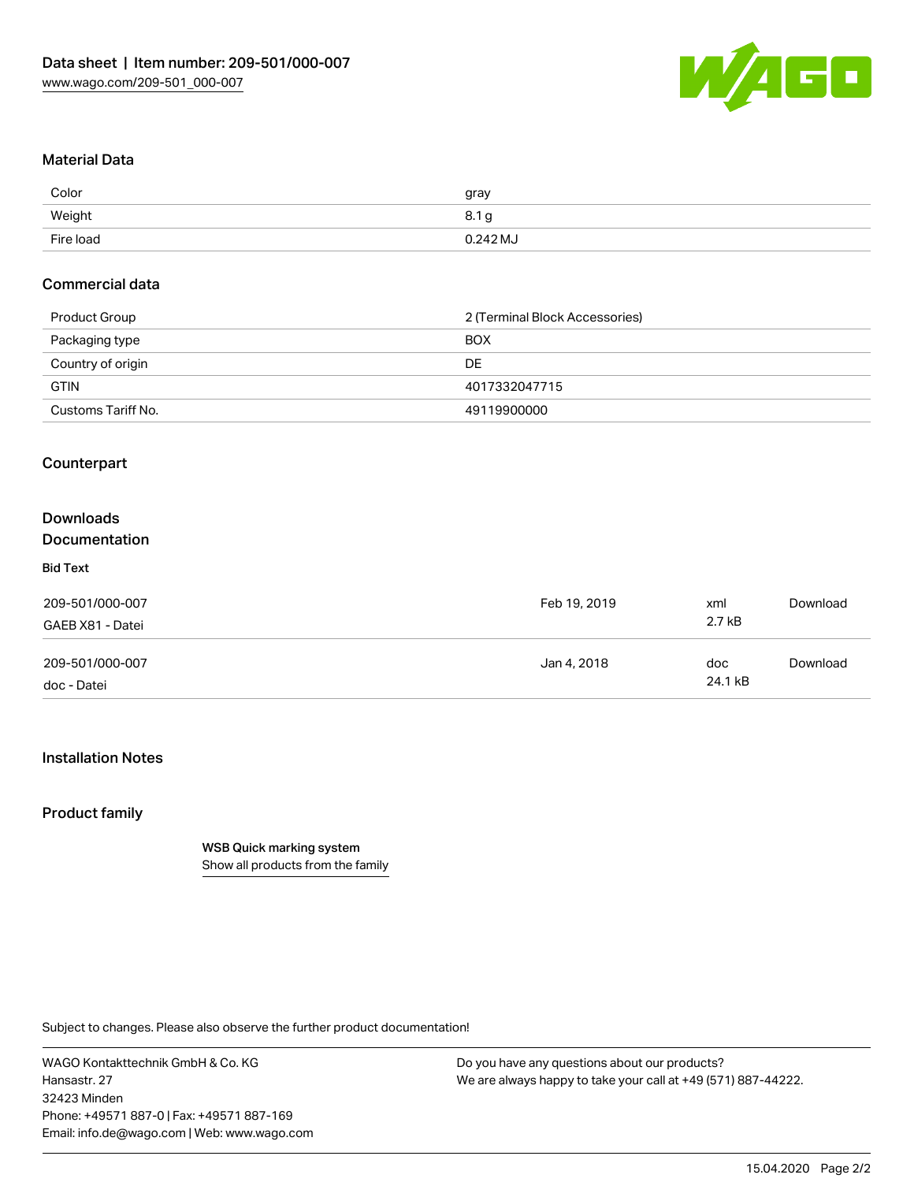## Material Data

| | |
|---|---|
| Color | gray |
| Weight | 8.1 g |
| Fire load | 0.242 MJ |

## Commercial data

| | |
|---|---|
| Product Group | 2 (Terminal Block Accessories) |
| Packaging type | BOX |
| Country of origin | DE |
| GTIN | 4017332047715 |
| Customs Tariff No. | 49119900000 |

## Counterpart

## Downloads
## Documentation

**Bid Text**

| | | | |
|---|---|---|---|
| 209-501/000-007<br>GAEB X81 - Datei | Feb 19, 2019 | xml<br>2.7 kB | Download |
| 209-501/000-007<br>doc - Datei | Jan 4, 2018 | doc<br>24.1 kB | Download |

## Installation Notes

## Product family

**WSB Quick marking system**
Show all products from the family

Subject to changes. Please also observe the further product documentation!

WAGO Kontakttechnik GmbH & Co. KG
Hansastr. 27
32423 Minden
Phone: +49571 887-0 | Fax: +49571 887-169
Email: info.de@wago.com | Web: www.wago.com

Do you have any questions about our products?
We are always happy to take your call at +49 (571) 887-44222.